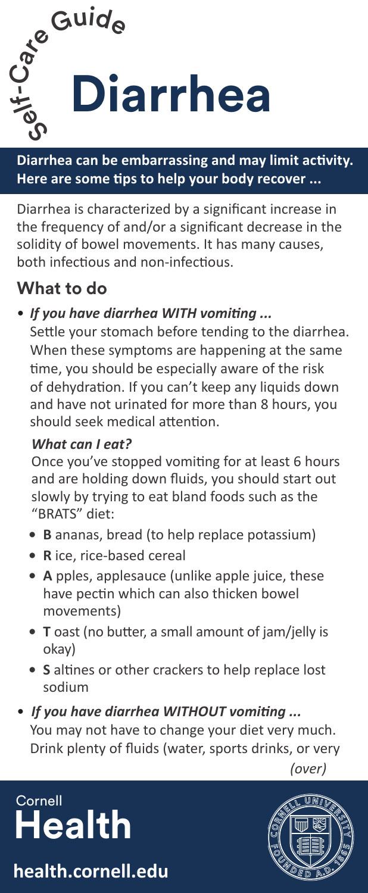# Self-Care Guide

# Diarrhea

**Diarrhea can be embarrassing and may limit activity. Here are some tips to help your body recover ...**

Diarrhea is characterized by a significant increase in the frequency of and/or a significant decrease in the solidity of bowel movements. It has many causes, both infectious and non-infectious.

## What to do

- ***If you have diarrhea WITH vomiting ...***
  Settle your stomach before tending to the diarrhea. When these symptoms are happening at the same time, you should be especially aware of the risk of dehydration. If you can't keep any liquids down and have not urinated for more than 8 hours, you should seek medical attention.

  ***What can I eat?***

  Once you've stopped vomiting for at least 6 hours and are holding down fluids, you should start out slowly by trying to eat bland foods such as the "BRATS" diet:

  - **B** ananas, bread (to help replace potassium)
  - **R** ice, rice-based cereal
  - **A** pples, applesauce (unlike apple juice, these have pectin which can also thicken bowel movements)
  - **T** oast (no butter, a small amount of jam/jelly is okay)
  - **S** altines or other crackers to help replace lost sodium

- ***If you have diarrhea WITHOUT vomiting ...***
  You may not have to change your diet very much. Drink plenty of fluids (water, sports drinks, or very

*(over)*

Cornell Health

**health.cornell.edu**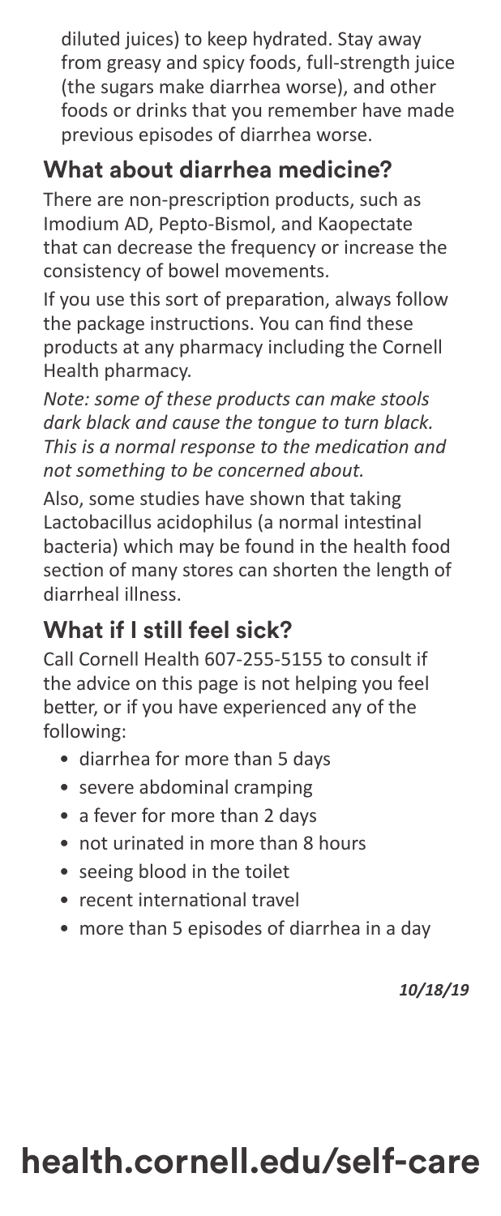diluted juices) to keep hydrated. Stay away from greasy and spicy foods, full-strength juice (the sugars make diarrhea worse), and other foods or drinks that you remember have made previous episodes of diarrhea worse.

## What about diarrhea medicine?

There are non-prescription products, such as Imodium AD, Pepto-Bismol, and Kaopectate that can decrease the frequency or increase the consistency of bowel movements.

If you use this sort of preparation, always follow the package instructions. You can find these products at any pharmacy including the Cornell Health pharmacy.

*Note: some of these products can make stools dark black and cause the tongue to turn black. This is a normal response to the medication and not something to be concerned about.*

Also, some studies have shown that taking Lactobacillus acidophilus (a normal intestinal bacteria) which may be found in the health food section of many stores can shorten the length of diarrheal illness.

## What if I still feel sick?

Call Cornell Health 607-255-5155 to consult if the advice on this page is not helping you feel better, or if you have experienced any of the following:

- diarrhea for more than 5 days
- severe abdominal cramping
- a fever for more than 2 days
- not urinated in more than 8 hours
- seeing blood in the toilet
- recent international travel
- more than 5 episodes of diarrhea in a day

***10/18/19***

# health.cornell.edu/self-care